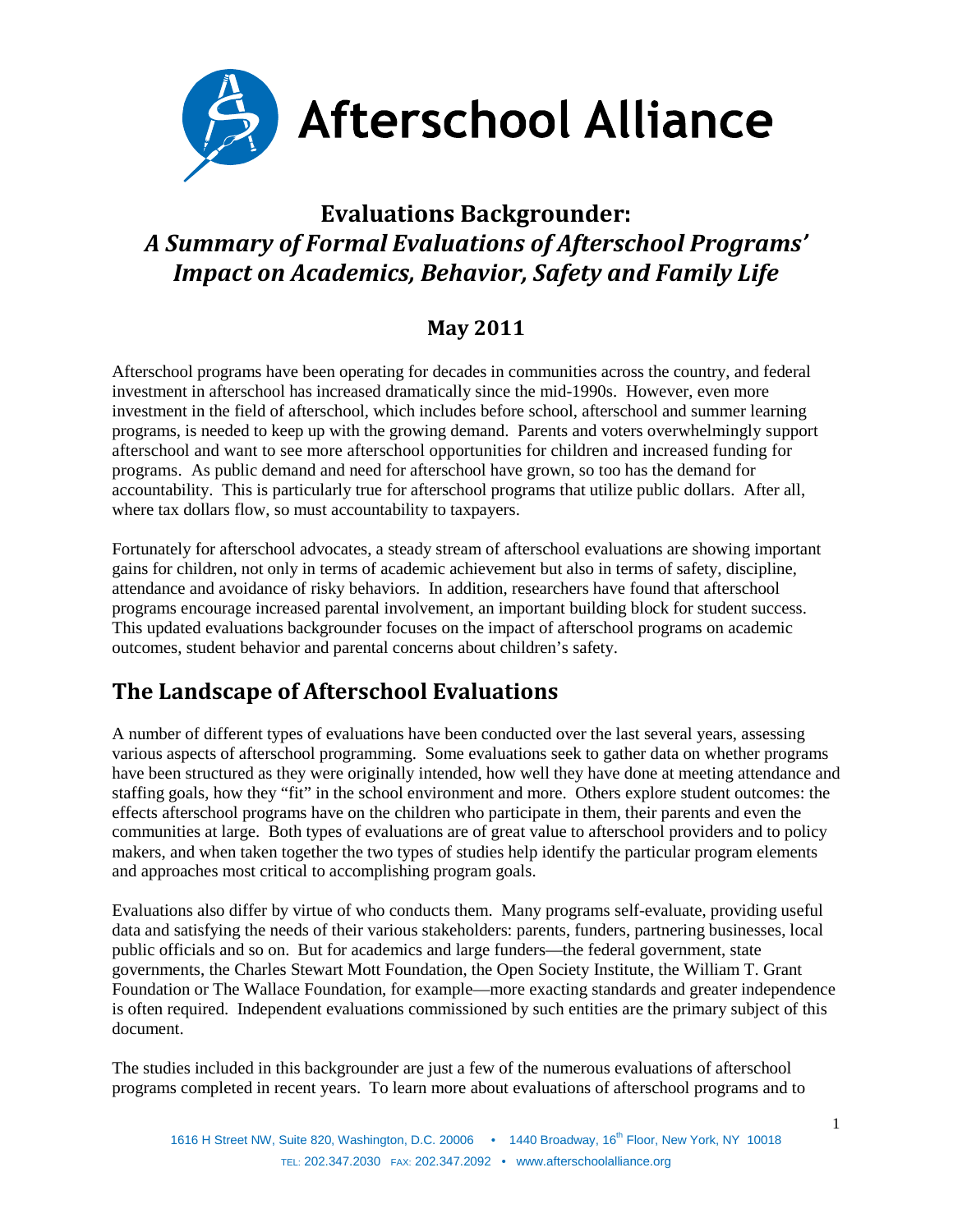Afterschool Alliance

# Evaluations Backgrounder: *A Summary of Formal Evaluations of Afterschool Programs' Impact on Academics, Behavior, Safety and Family Life*

## May 2011

Afterschool programs have been operating for decades in communities across the country, and federal investment in afterschool has increased dramatically since the mid-1990s. However, even more investment in the field of afterschool, which includes before school, afterschool and summer learning programs, is needed to keep up with the growing demand. Parents and voters overwhelmingly support afterschool and want to see more afterschool opportunities for children and increased funding for programs. As public demand and need for afterschool have grown, so too has the demand for accountability. This is particularly true for afterschool programs that utilize public dollars. After all, where tax dollars flow, so must accountability to taxpayers.

Fortunately for afterschool advocates, a steady stream of afterschool evaluations are showing important gains for children, not only in terms of academic achievement but also in terms of safety, discipline, attendance and avoidance of risky behaviors. In addition, researchers have found that afterschool programs encourage increased parental involvement, an important building block for student success. This updated evaluations backgrounder focuses on the impact of afterschool programs on academic outcomes, student behavior and parental concerns about children's safety.

## The Landscape of Afterschool Evaluations

A number of different types of evaluations have been conducted over the last several years, assessing various aspects of afterschool programming. Some evaluations seek to gather data on whether programs have been structured as they were originally intended, how well they have done at meeting attendance and staffing goals, how they "fit" in the school environment and more. Others explore student outcomes: the effects afterschool programs have on the children who participate in them, their parents and even the communities at large. Both types of evaluations are of great value to afterschool providers and to policy makers, and when taken together the two types of studies help identify the particular program elements and approaches most critical to accomplishing program goals.

Evaluations also differ by virtue of who conducts them. Many programs self-evaluate, providing useful data and satisfying the needs of their various stakeholders: parents, funders, partnering businesses, local public officials and so on. But for academics and large funders—the federal government, state governments, the Charles Stewart Mott Foundation, the Open Society Institute, the William T. Grant Foundation or The Wallace Foundation, for example—more exacting standards and greater independence is often required. Independent evaluations commissioned by such entities are the primary subject of this document.

The studies included in this backgrounder are just a few of the numerous evaluations of afterschool programs completed in recent years. To learn more about evaluations of afterschool programs and to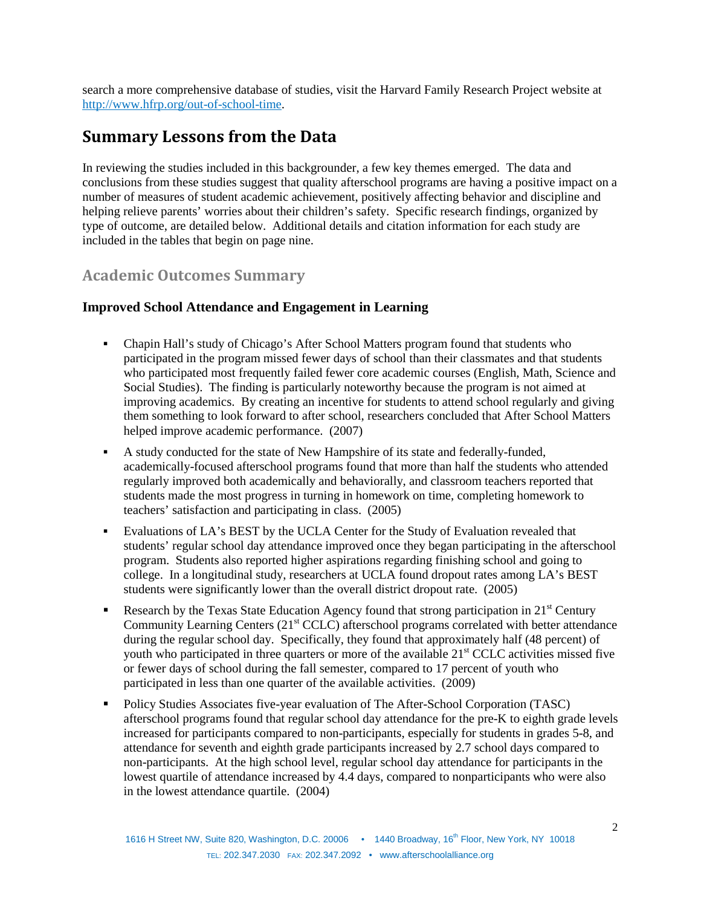search a more comprehensive database of studies, visit the Harvard Family Research Project website at http://www.hfrp.org/out-of-school-time.

## Summary Lessons from the Data

In reviewing the studies included in this backgrounder, a few key themes emerged. The data and conclusions from these studies suggest that quality afterschool programs are having a positive impact on a number of measures of student academic achievement, positively affecting behavior and discipline and helping relieve parents' worries about their children's safety. Specific research findings, organized by type of outcome, are detailed below. Additional details and citation information for each study are included in the tables that begin on page nine.

### Academic Outcomes Summary

#### Improved School Attendance and Engagement in Learning

- Chapin Hall's study of Chicago's After School Matters program found that students who participated in the program missed fewer days of school than their classmates and that students who participated most frequently failed fewer core academic courses (English, Math, Science and Social Studies). The finding is particularly noteworthy because the program is not aimed at improving academics. By creating an incentive for students to attend school regularly and giving them something to look forward to after school, researchers concluded that After School Matters helped improve academic performance. (2007)
- A study conducted for the state of New Hampshire of its state and federally-funded, academically-focused afterschool programs found that more than half the students who attended regularly improved both academically and behaviorally, and classroom teachers reported that students made the most progress in turning in homework on time, completing homework to teachers' satisfaction and participating in class. (2005)
- Evaluations of LA's BEST by the UCLA Center for the Study of Evaluation revealed that students' regular school day attendance improved once they began participating in the afterschool program. Students also reported higher aspirations regarding finishing school and going to college. In a longitudinal study, researchers at UCLA found dropout rates among LA's BEST students were significantly lower than the overall district dropout rate. (2005)
- Research by the Texas State Education Agency found that strong participation in 21st Century Community Learning Centers (21st CCLC) afterschool programs correlated with better attendance during the regular school day. Specifically, they found that approximately half (48 percent) of youth who participated in three quarters or more of the available 21st CCLC activities missed five or fewer days of school during the fall semester, compared to 17 percent of youth who participated in less than one quarter of the available activities. (2009)
- Policy Studies Associates five-year evaluation of The After-School Corporation (TASC) afterschool programs found that regular school day attendance for the pre-K to eighth grade levels increased for participants compared to non-participants, especially for students in grades 5-8, and attendance for seventh and eighth grade participants increased by 2.7 school days compared to non-participants. At the high school level, regular school day attendance for participants in the lowest quartile of attendance increased by 4.4 days, compared to nonparticipants who were also in the lowest attendance quartile. (2004)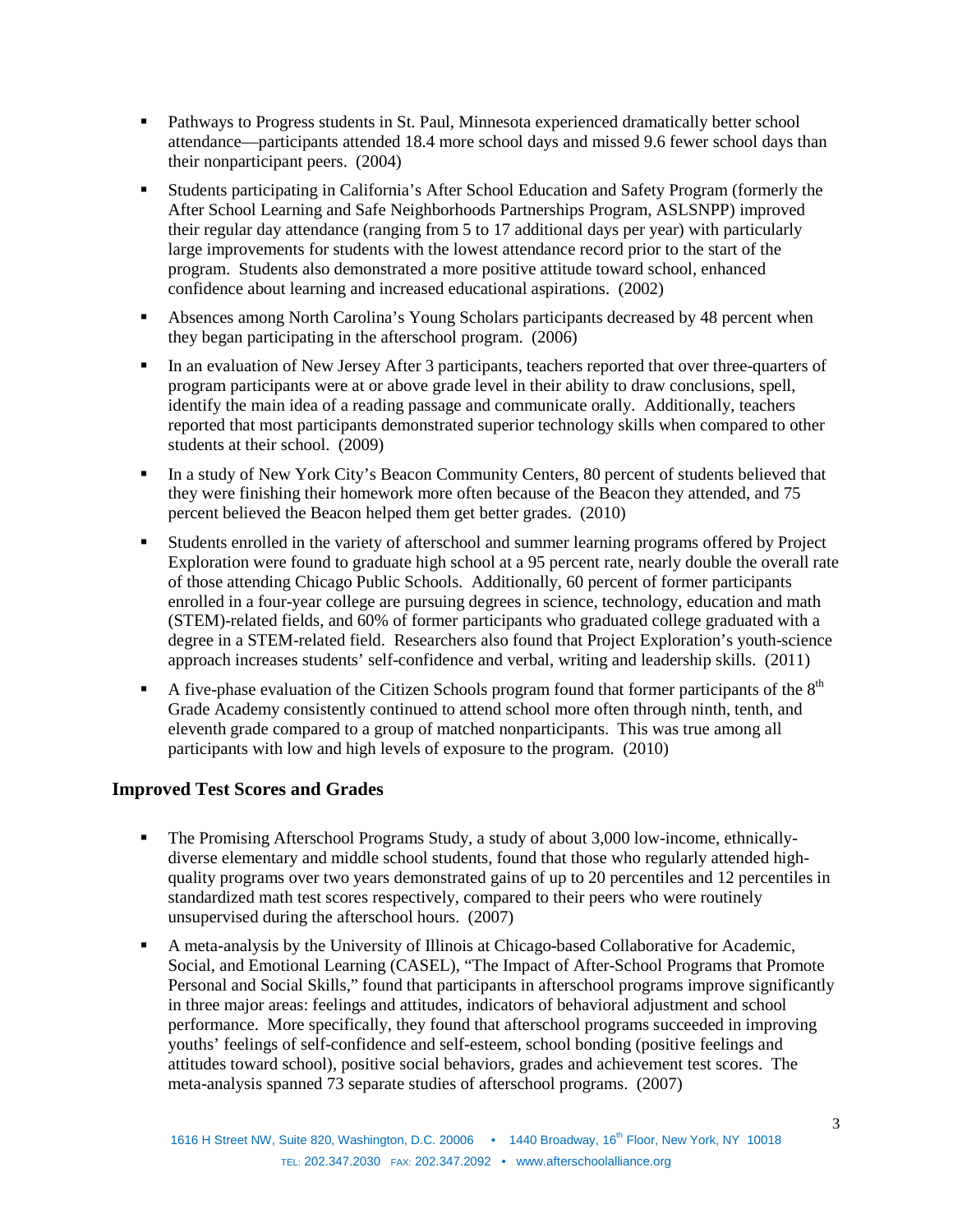- Pathways to Progress students in St. Paul, Minnesota experienced dramatically better school attendance—participants attended 18.4 more school days and missed 9.6 fewer school days than their nonparticipant peers. (2004)
- Students participating in California's After School Education and Safety Program (formerly the After School Learning and Safe Neighborhoods Partnerships Program, ASLSNPP) improved their regular day attendance (ranging from 5 to 17 additional days per year) with particularly large improvements for students with the lowest attendance record prior to the start of the program. Students also demonstrated a more positive attitude toward school, enhanced confidence about learning and increased educational aspirations. (2002)
- Absences among North Carolina's Young Scholars participants decreased by 48 percent when they began participating in the afterschool program. (2006)
- In an evaluation of New Jersey After 3 participants, teachers reported that over three-quarters of program participants were at or above grade level in their ability to draw conclusions, spell, identify the main idea of a reading passage and communicate orally. Additionally, teachers reported that most participants demonstrated superior technology skills when compared to other students at their school. (2009)
- In a study of New York City's Beacon Community Centers, 80 percent of students believed that they were finishing their homework more often because of the Beacon they attended, and 75 percent believed the Beacon helped them get better grades. (2010)
- Students enrolled in the variety of afterschool and summer learning programs offered by Project Exploration were found to graduate high school at a 95 percent rate, nearly double the overall rate of those attending Chicago Public Schools. Additionally, 60 percent of former participants enrolled in a four-year college are pursuing degrees in science, technology, education and math (STEM)-related fields, and 60% of former participants who graduated college graduated with a degree in a STEM-related field. Researchers also found that Project Exploration's youth-science approach increases students' self-confidence and verbal, writing and leadership skills. (2011)
- A five-phase evaluation of the Citizen Schools program found that former participants of the 8th Grade Academy consistently continued to attend school more often through ninth, tenth, and eleventh grade compared to a group of matched nonparticipants. This was true among all participants with low and high levels of exposure to the program. (2010)

### Improved Test Scores and Grades

- The Promising Afterschool Programs Study, a study of about 3,000 low-income, ethnically-diverse elementary and middle school students, found that those who regularly attended high-quality programs over two years demonstrated gains of up to 20 percentiles and 12 percentiles in standardized math test scores respectively, compared to their peers who were routinely unsupervised during the afterschool hours. (2007)
- A meta-analysis by the University of Illinois at Chicago-based Collaborative for Academic, Social, and Emotional Learning (CASEL), "The Impact of After-School Programs that Promote Personal and Social Skills," found that participants in afterschool programs improve significantly in three major areas: feelings and attitudes, indicators of behavioral adjustment and school performance. More specifically, they found that afterschool programs succeeded in improving youths' feelings of self-confidence and self-esteem, school bonding (positive feelings and attitudes toward school), positive social behaviors, grades and achievement test scores. The meta-analysis spanned 73 separate studies of afterschool programs. (2007)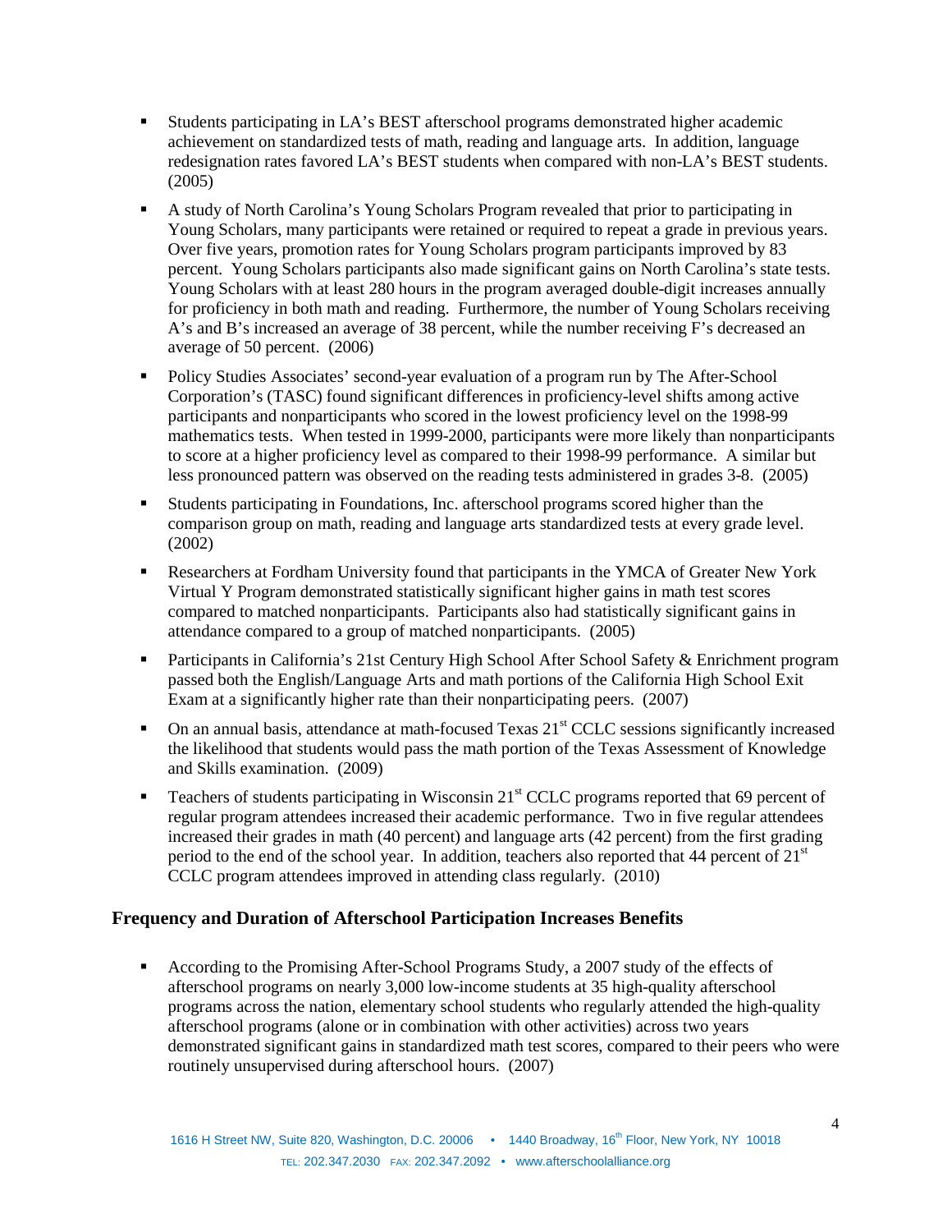- Students participating in LA's BEST afterschool programs demonstrated higher academic achievement on standardized tests of math, reading and language arts. In addition, language redesignation rates favored LA's BEST students when compared with non-LA's BEST students. (2005)

- A study of North Carolina's Young Scholars Program revealed that prior to participating in Young Scholars, many participants were retained or required to repeat a grade in previous years. Over five years, promotion rates for Young Scholars program participants improved by 83 percent. Young Scholars participants also made significant gains on North Carolina's state tests. Young Scholars with at least 280 hours in the program averaged double-digit increases annually for proficiency in both math and reading. Furthermore, the number of Young Scholars receiving A's and B's increased an average of 38 percent, while the number receiving F's decreased an average of 50 percent. (2006)

- Policy Studies Associates' second-year evaluation of a program run by The After-School Corporation's (TASC) found significant differences in proficiency-level shifts among active participants and nonparticipants who scored in the lowest proficiency level on the 1998-99 mathematics tests. When tested in 1999-2000, participants were more likely than nonparticipants to score at a higher proficiency level as compared to their 1998-99 performance. A similar but less pronounced pattern was observed on the reading tests administered in grades 3-8. (2005)

- Students participating in Foundations, Inc. afterschool programs scored higher than the comparison group on math, reading and language arts standardized tests at every grade level. (2002)

- Researchers at Fordham University found that participants in the YMCA of Greater New York Virtual Y Program demonstrated statistically significant higher gains in math test scores compared to matched nonparticipants. Participants also had statistically significant gains in attendance compared to a group of matched nonparticipants. (2005)

- Participants in California's 21st Century High School After School Safety & Enrichment program passed both the English/Language Arts and math portions of the California High School Exit Exam at a significantly higher rate than their nonparticipating peers. (2007)

- On an annual basis, attendance at math-focused Texas 21st CCLC sessions significantly increased the likelihood that students would pass the math portion of the Texas Assessment of Knowledge and Skills examination. (2009)

- Teachers of students participating in Wisconsin 21st CCLC programs reported that 69 percent of regular program attendees increased their academic performance. Two in five regular attendees increased their grades in math (40 percent) and language arts (42 percent) from the first grading period to the end of the school year. In addition, teachers also reported that 44 percent of 21st CCLC program attendees improved in attending class regularly. (2010)

## Frequency and Duration of Afterschool Participation Increases Benefits

- According to the Promising After-School Programs Study, a 2007 study of the effects of afterschool programs on nearly 3,000 low-income students at 35 high-quality afterschool programs across the nation, elementary school students who regularly attended the high-quality afterschool programs (alone or in combination with other activities) across two years demonstrated significant gains in standardized math test scores, compared to their peers who were routinely unsupervised during afterschool hours. (2007)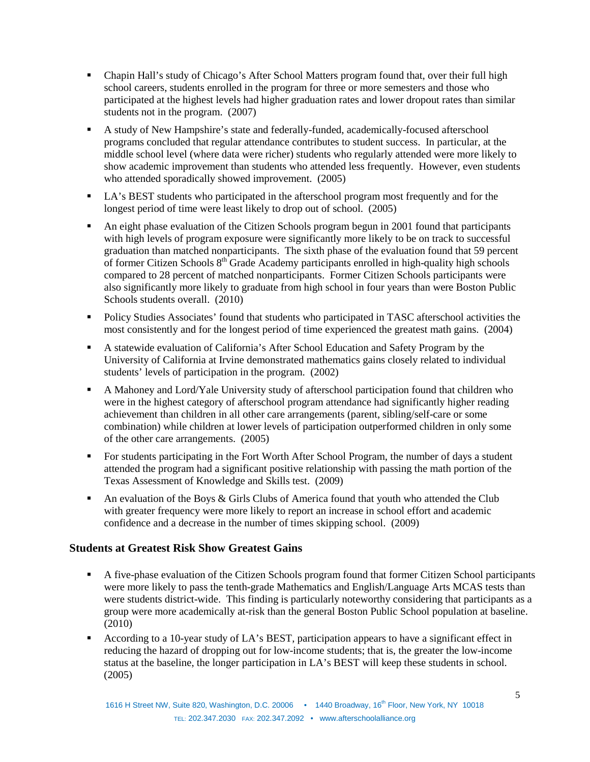- Chapin Hall's study of Chicago's After School Matters program found that, over their full high school careers, students enrolled in the program for three or more semesters and those who participated at the highest levels had higher graduation rates and lower dropout rates than similar students not in the program. (2007)
- A study of New Hampshire's state and federally-funded, academically-focused afterschool programs concluded that regular attendance contributes to student success. In particular, at the middle school level (where data were richer) students who regularly attended were more likely to show academic improvement than students who attended less frequently. However, even students who attended sporadically showed improvement. (2005)
- LA's BEST students who participated in the afterschool program most frequently and for the longest period of time were least likely to drop out of school. (2005)
- An eight phase evaluation of the Citizen Schools program begun in 2001 found that participants with high levels of program exposure were significantly more likely to be on track to successful graduation than matched nonparticipants. The sixth phase of the evaluation found that 59 percent of former Citizen Schools 8th Grade Academy participants enrolled in high-quality high schools compared to 28 percent of matched nonparticipants. Former Citizen Schools participants were also significantly more likely to graduate from high school in four years than were Boston Public Schools students overall. (2010)
- Policy Studies Associates' found that students who participated in TASC afterschool activities the most consistently and for the longest period of time experienced the greatest math gains. (2004)
- A statewide evaluation of California's After School Education and Safety Program by the University of California at Irvine demonstrated mathematics gains closely related to individual students' levels of participation in the program. (2002)
- A Mahoney and Lord/Yale University study of afterschool participation found that children who were in the highest category of afterschool program attendance had significantly higher reading achievement than children in all other care arrangements (parent, sibling/self-care or some combination) while children at lower levels of participation outperformed children in only some of the other care arrangements. (2005)
- For students participating in the Fort Worth After School Program, the number of days a student attended the program had a significant positive relationship with passing the math portion of the Texas Assessment of Knowledge and Skills test. (2009)
- An evaluation of the Boys & Girls Clubs of America found that youth who attended the Club with greater frequency were more likely to report an increase in school effort and academic confidence and a decrease in the number of times skipping school. (2009)

### Students at Greatest Risk Show Greatest Gains

- A five-phase evaluation of the Citizen Schools program found that former Citizen School participants were more likely to pass the tenth-grade Mathematics and English/Language Arts MCAS tests than were students district-wide. This finding is particularly noteworthy considering that participants as a group were more academically at-risk than the general Boston Public School population at baseline. (2010)
- According to a 10-year study of LA's BEST, participation appears to have a significant effect in reducing the hazard of dropping out for low-income students; that is, the greater the low-income status at the baseline, the longer participation in LA's BEST will keep these students in school. (2005)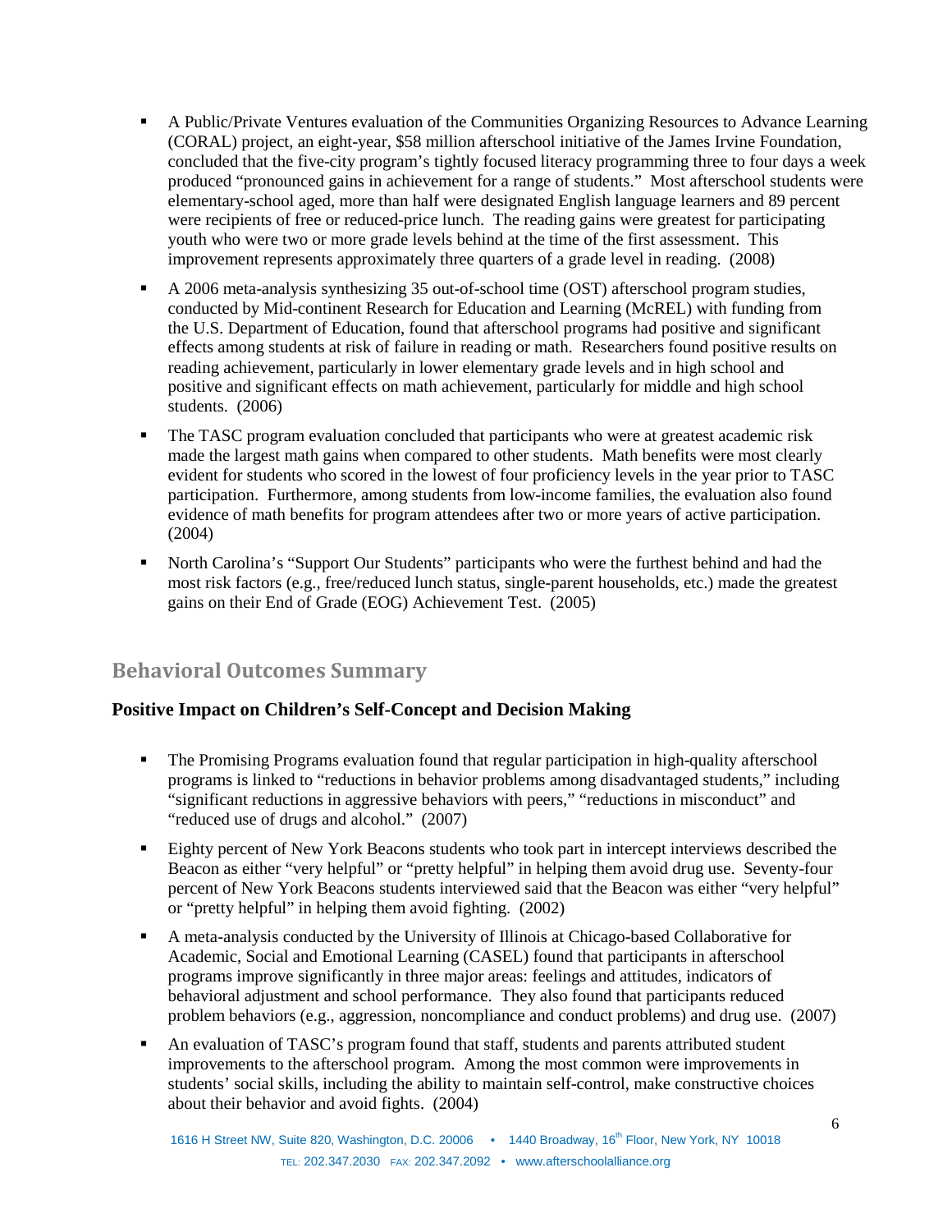- A Public/Private Ventures evaluation of the Communities Organizing Resources to Advance Learning (CORAL) project, an eight-year, $58 million afterschool initiative of the James Irvine Foundation, concluded that the five-city program's tightly focused literacy programming three to four days a week produced "pronounced gains in achievement for a range of students." Most afterschool students were elementary-school aged, more than half were designated English language learners and 89 percent were recipients of free or reduced-price lunch. The reading gains were greatest for participating youth who were two or more grade levels behind at the time of the first assessment. This improvement represents approximately three quarters of a grade level in reading. (2008)
- A 2006 meta-analysis synthesizing 35 out-of-school time (OST) afterschool program studies, conducted by Mid-continent Research for Education and Learning (McREL) with funding from the U.S. Department of Education, found that afterschool programs had positive and significant effects among students at risk of failure in reading or math. Researchers found positive results on reading achievement, particularly in lower elementary grade levels and in high school and positive and significant effects on math achievement, particularly for middle and high school students. (2006)
- The TASC program evaluation concluded that participants who were at greatest academic risk made the largest math gains when compared to other students. Math benefits were most clearly evident for students who scored in the lowest of four proficiency levels in the year prior to TASC participation. Furthermore, among students from low-income families, the evaluation also found evidence of math benefits for program attendees after two or more years of active participation. (2004)
- North Carolina's "Support Our Students" participants who were the furthest behind and had the most risk factors (e.g., free/reduced lunch status, single-parent households, etc.) made the greatest gains on their End of Grade (EOG) Achievement Test. (2005)

## Behavioral Outcomes Summary

### Positive Impact on Children's Self-Concept and Decision Making

- The Promising Programs evaluation found that regular participation in high-quality afterschool programs is linked to "reductions in behavior problems among disadvantaged students," including "significant reductions in aggressive behaviors with peers," "reductions in misconduct" and "reduced use of drugs and alcohol." (2007)
- Eighty percent of New York Beacons students who took part in intercept interviews described the Beacon as either "very helpful" or "pretty helpful" in helping them avoid drug use. Seventy-four percent of New York Beacons students interviewed said that the Beacon was either "very helpful" or "pretty helpful" in helping them avoid fighting. (2002)
- A meta-analysis conducted by the University of Illinois at Chicago-based Collaborative for Academic, Social and Emotional Learning (CASEL) found that participants in afterschool programs improve significantly in three major areas: feelings and attitudes, indicators of behavioral adjustment and school performance. They also found that participants reduced problem behaviors (e.g., aggression, noncompliance and conduct problems) and drug use. (2007)
- An evaluation of TASC's program found that staff, students and parents attributed student improvements to the afterschool program. Among the most common were improvements in students' social skills, including the ability to maintain self-control, make constructive choices about their behavior and avoid fights. (2004)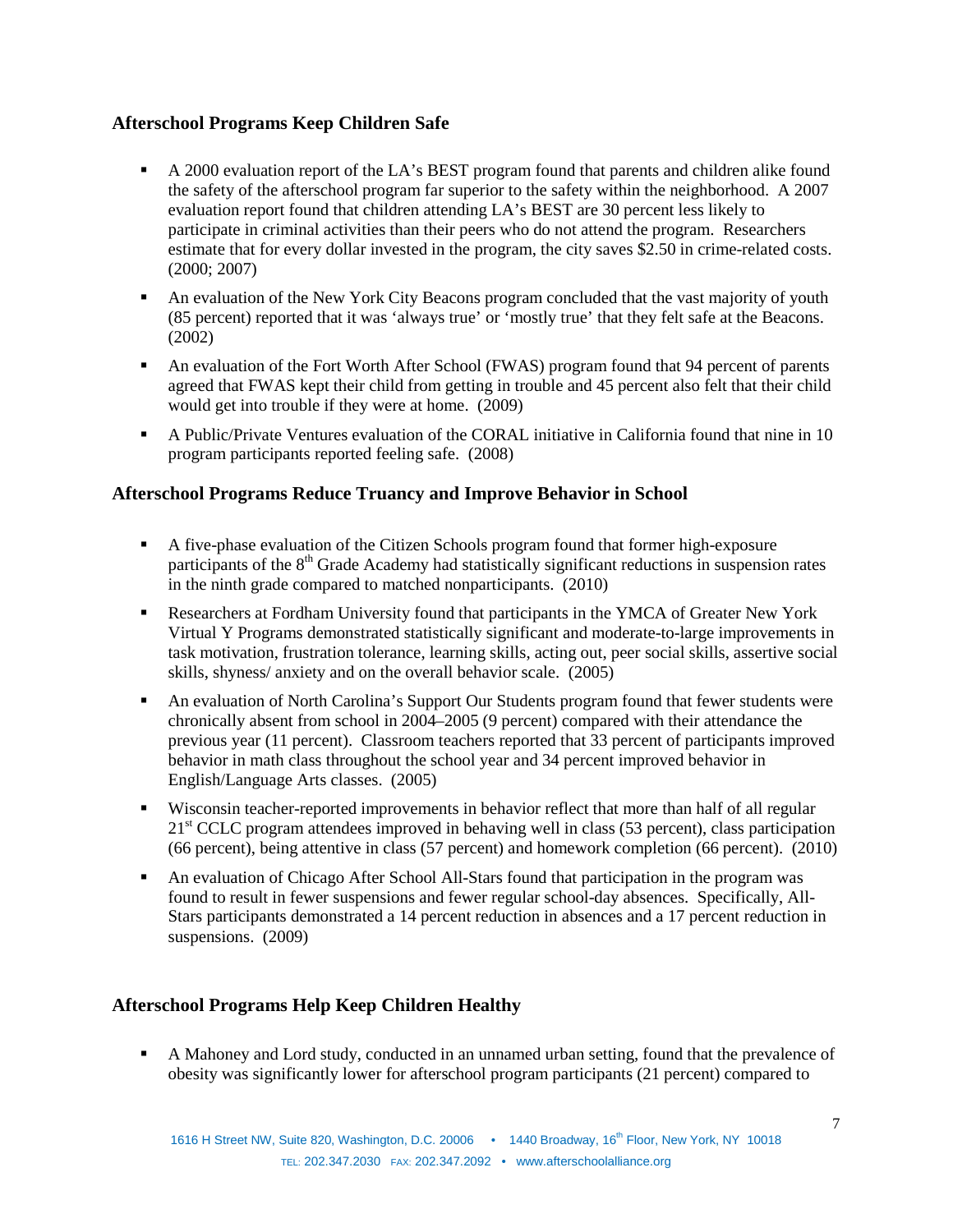## Afterschool Programs Keep Children Safe

- A 2000 evaluation report of the LA's BEST program found that parents and children alike found the safety of the afterschool program far superior to the safety within the neighborhood. A 2007 evaluation report found that children attending LA's BEST are 30 percent less likely to participate in criminal activities than their peers who do not attend the program. Researchers estimate that for every dollar invested in the program, the city saves $2.50 in crime-related costs. (2000; 2007)
- An evaluation of the New York City Beacons program concluded that the vast majority of youth (85 percent) reported that it was 'always true' or 'mostly true' that they felt safe at the Beacons. (2002)
- An evaluation of the Fort Worth After School (FWAS) program found that 94 percent of parents agreed that FWAS kept their child from getting in trouble and 45 percent also felt that their child would get into trouble if they were at home. (2009)
- A Public/Private Ventures evaluation of the CORAL initiative in California found that nine in 10 program participants reported feeling safe. (2008)

## Afterschool Programs Reduce Truancy and Improve Behavior in School

- A five-phase evaluation of the Citizen Schools program found that former high-exposure participants of the 8th Grade Academy had statistically significant reductions in suspension rates in the ninth grade compared to matched nonparticipants. (2010)
- Researchers at Fordham University found that participants in the YMCA of Greater New York Virtual Y Programs demonstrated statistically significant and moderate-to-large improvements in task motivation, frustration tolerance, learning skills, acting out, peer social skills, assertive social skills, shyness/ anxiety and on the overall behavior scale. (2005)
- An evaluation of North Carolina's Support Our Students program found that fewer students were chronically absent from school in 2004–2005 (9 percent) compared with their attendance the previous year (11 percent). Classroom teachers reported that 33 percent of participants improved behavior in math class throughout the school year and 34 percent improved behavior in English/Language Arts classes. (2005)
- Wisconsin teacher-reported improvements in behavior reflect that more than half of all regular 21st CCLC program attendees improved in behaving well in class (53 percent), class participation (66 percent), being attentive in class (57 percent) and homework completion (66 percent). (2010)
- An evaluation of Chicago After School All-Stars found that participation in the program was found to result in fewer suspensions and fewer regular school-day absences. Specifically, All-Stars participants demonstrated a 14 percent reduction in absences and a 17 percent reduction in suspensions. (2009)

## Afterschool Programs Help Keep Children Healthy

- A Mahoney and Lord study, conducted in an unnamed urban setting, found that the prevalence of obesity was significantly lower for afterschool program participants (21 percent) compared to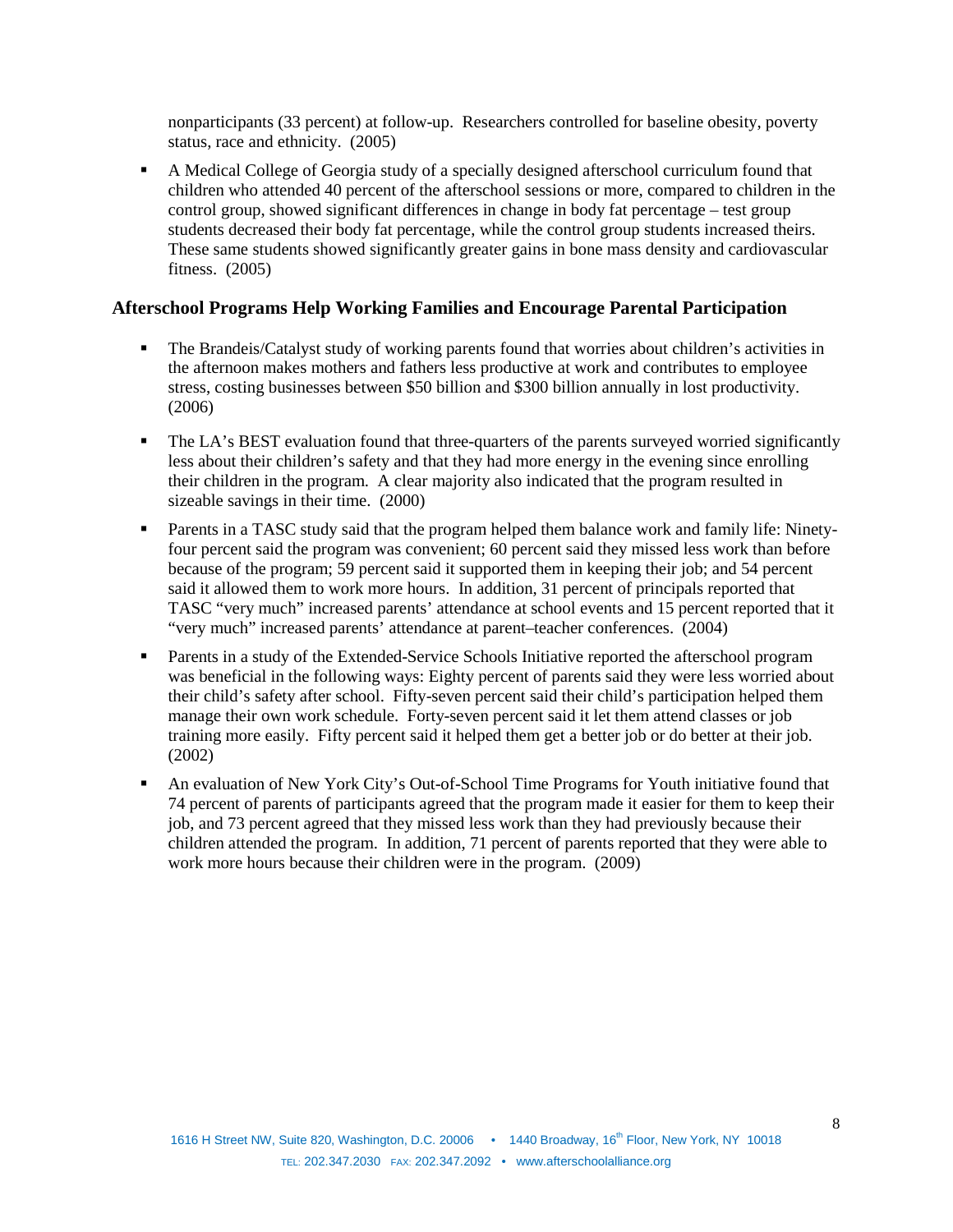nonparticipants (33 percent) at follow-up. Researchers controlled for baseline obesity, poverty status, race and ethnicity. (2005)

- A Medical College of Georgia study of a specially designed afterschool curriculum found that children who attended 40 percent of the afterschool sessions or more, compared to children in the control group, showed significant differences in change in body fat percentage – test group students decreased their body fat percentage, while the control group students increased theirs. These same students showed significantly greater gains in bone mass density and cardiovascular fitness. (2005)

## Afterschool Programs Help Working Families and Encourage Parental Participation

- The Brandeis/Catalyst study of working parents found that worries about children's activities in the afternoon makes mothers and fathers less productive at work and contributes to employee stress, costing businesses between $50 billion and $300 billion annually in lost productivity. (2006)

- The LA's BEST evaluation found that three-quarters of the parents surveyed worried significantly less about their children's safety and that they had more energy in the evening since enrolling their children in the program. A clear majority also indicated that the program resulted in sizeable savings in their time. (2000)

- Parents in a TASC study said that the program helped them balance work and family life: Ninety-four percent said the program was convenient; 60 percent said they missed less work than before because of the program; 59 percent said it supported them in keeping their job; and 54 percent said it allowed them to work more hours. In addition, 31 percent of principals reported that TASC "very much" increased parents' attendance at school events and 15 percent reported that it "very much" increased parents' attendance at parent–teacher conferences. (2004)

- Parents in a study of the Extended-Service Schools Initiative reported the afterschool program was beneficial in the following ways: Eighty percent of parents said they were less worried about their child's safety after school. Fifty-seven percent said their child's participation helped them manage their own work schedule. Forty-seven percent said it let them attend classes or job training more easily. Fifty percent said it helped them get a better job or do better at their job. (2002)

- An evaluation of New York City's Out-of-School Time Programs for Youth initiative found that 74 percent of parents of participants agreed that the program made it easier for them to keep their job, and 73 percent agreed that they missed less work than they had previously because their children attended the program. In addition, 71 percent of parents reported that they were able to work more hours because their children were in the program. (2009)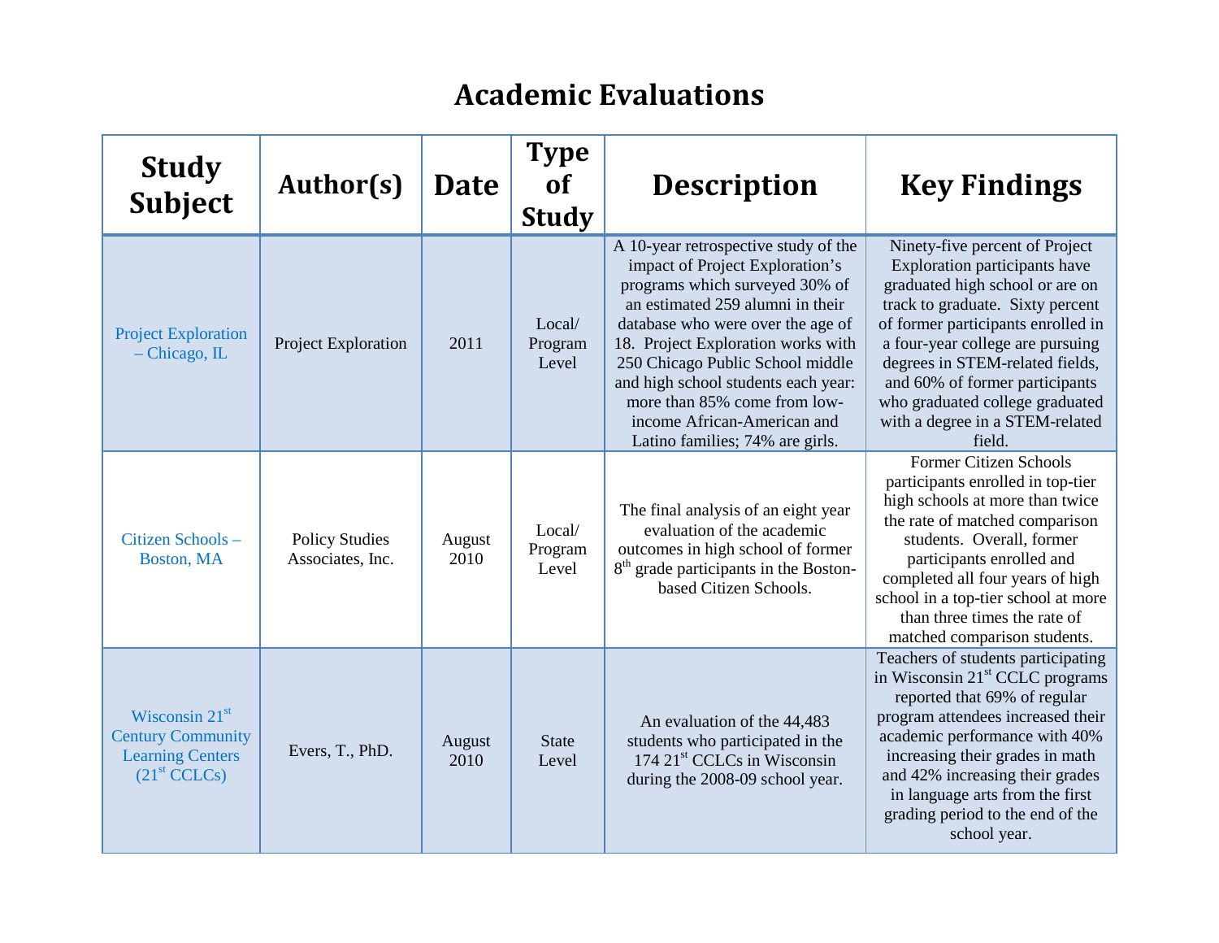# Academic Evaluations

| Study Subject | Author(s) | Date | Type of Study | Description | Key Findings |
|---|---|---|---|---|---|
| Project Exploration – Chicago, IL | Project Exploration | 2011 | Local/ Program Level | A 10-year retrospective study of the impact of Project Exploration's programs which surveyed 30% of an estimated 259 alumni in their database who were over the age of 18. Project Exploration works with 250 Chicago Public School middle and high school students each year: more than 85% come from low-income African-American and Latino families; 74% are girls. | Ninety-five percent of Project Exploration participants have graduated high school or are on track to graduate. Sixty percent of former participants enrolled in a four-year college are pursuing degrees in STEM-related fields, and 60% of former participants who graduated college graduated with a degree in a STEM-related field. |
| Citizen Schools – Boston, MA | Policy Studies Associates, Inc. | August 2010 | Local/ Program Level | The final analysis of an eight year evaluation of the academic outcomes in high school of former 8th grade participants in the Boston-based Citizen Schools. | Former Citizen Schools participants enrolled in top-tier high schools at more than twice the rate of matched comparison students. Overall, former participants enrolled and completed all four years of high school in a top-tier school at more than three times the rate of matched comparison students. |
| Wisconsin 21st Century Community Learning Centers (21st CCLCs) | Evers, T., PhD. | August 2010 | State Level | An evaluation of the 44,483 students who participated in the 174 21st CCLCs in Wisconsin during the 2008-09 school year. | Teachers of students participating in Wisconsin 21st CCLC programs reported that 69% of regular program attendees increased their academic performance with 40% increasing their grades in math and 42% increasing their grades in language arts from the first grading period to the end of the school year. |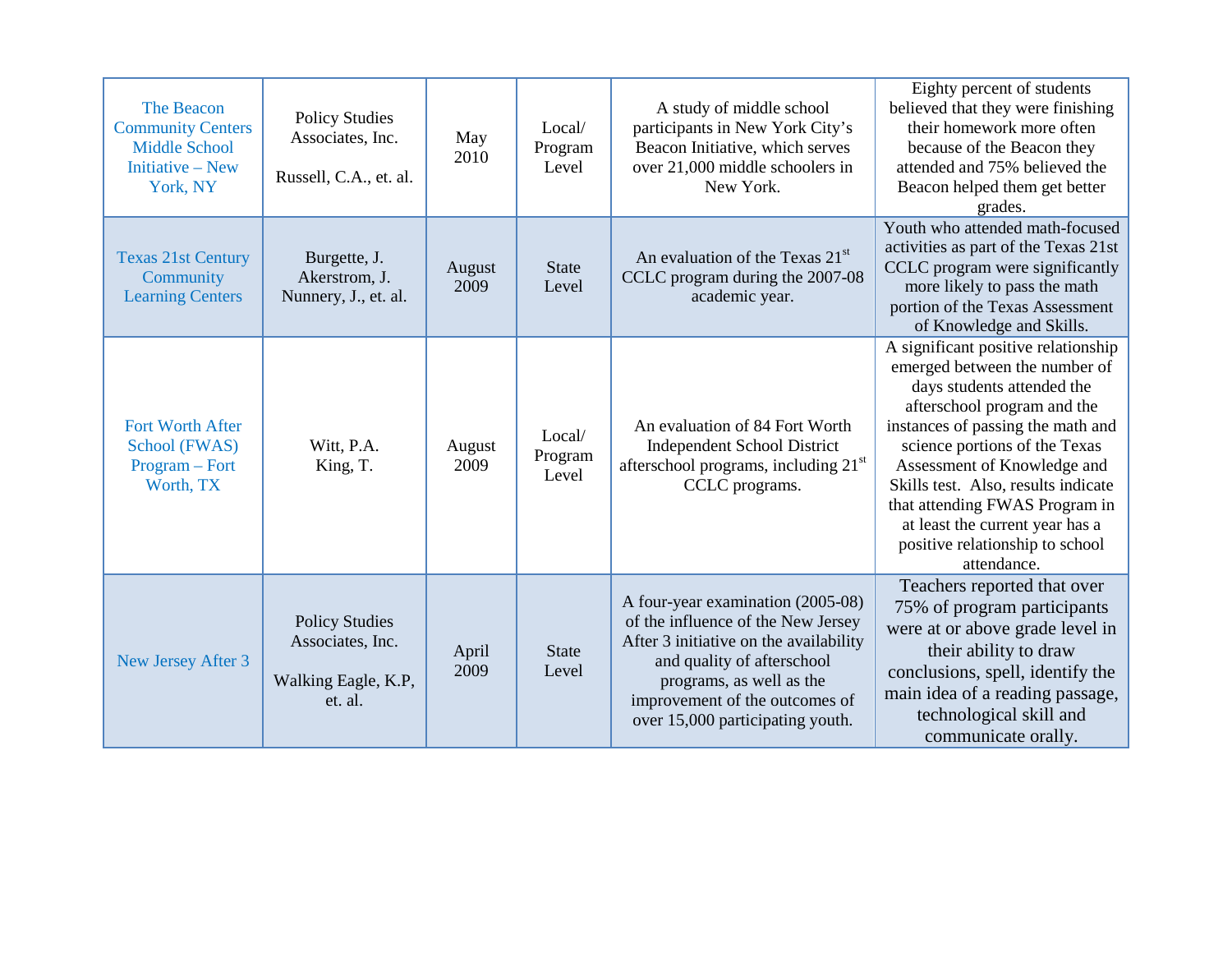| The Beacon Community Centers Middle School Initiative – New York, NY | Policy Studies Associates, Inc.<br><br>Russell, C.A., et. al. | May 2010 | Local/ Program Level | A study of middle school participants in New York City's Beacon Initiative, which serves over 21,000 middle schoolers in New York. | Eighty percent of students believed that they were finishing their homework more often because of the Beacon they attended and 75% believed the Beacon helped them get better grades. |
|---|---|---|---|---|---|
| Texas 21st Century Community Learning Centers | Burgette, J.<br>Akerstrom, J.<br>Nunnery, J., et. al. | August 2009 | State Level | An evaluation of the Texas 21st CCLC program during the 2007-08 academic year. | Youth who attended math-focused activities as part of the Texas 21st CCLC program were significantly more likely to pass the math portion of the Texas Assessment of Knowledge and Skills. |
| Fort Worth After School (FWAS) Program – Fort Worth, TX | Witt, P.A.<br>King, T. | August 2009 | Local/ Program Level | An evaluation of 84 Fort Worth Independent School District afterschool programs, including 21st CCLC programs. | A significant positive relationship emerged between the number of days students attended the afterschool program and the instances of passing the math and science portions of the Texas Assessment of Knowledge and Skills test. Also, results indicate that attending FWAS Program in at least the current year has a positive relationship to school attendance. |
| New Jersey After 3 | Policy Studies Associates, Inc.<br><br>Walking Eagle, K.P, et. al. | April 2009 | State Level | A four-year examination (2005-08) of the influence of the New Jersey After 3 initiative on the availability and quality of afterschool programs, as well as the improvement of the outcomes of over 15,000 participating youth. | Teachers reported that over 75% of program participants were at or above grade level in their ability to draw conclusions, spell, identify the main idea of a reading passage, technological skill and communicate orally. |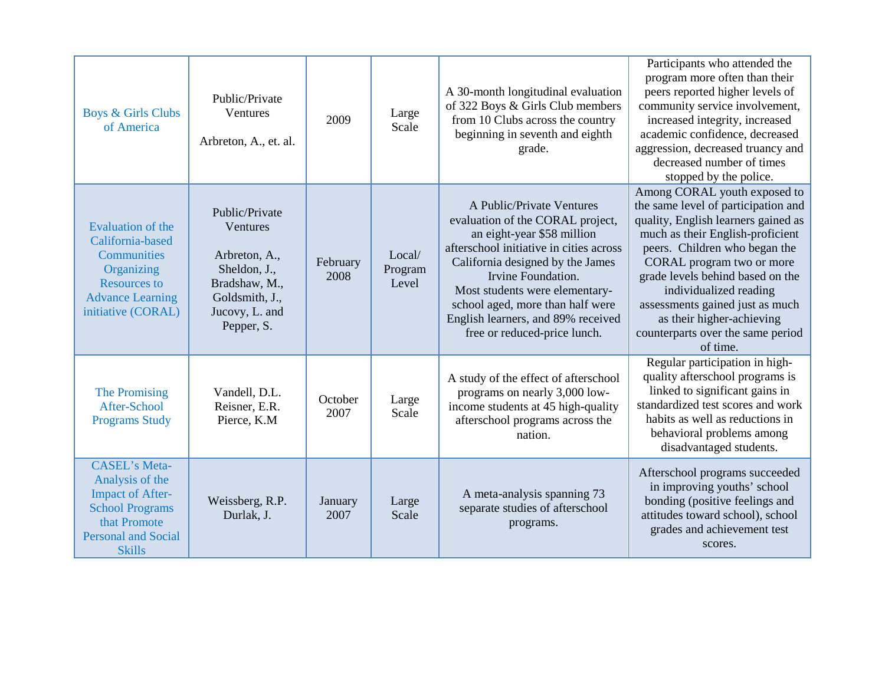| | | | | | |
|---|---|---|---|---|---|
| Boys & Girls Clubs of America | Public/Private Ventures<br><br>Arbreton, A., et. al. | 2009 | Large Scale | A 30-month longitudinal evaluation of 322 Boys & Girls Club members from 10 Clubs across the country beginning in seventh and eighth grade. | Participants who attended the program more often than their peers reported higher levels of community service involvement, increased integrity, increased academic confidence, decreased aggression, decreased truancy and decreased number of times stopped by the police. |
| Evaluation of the California-based Communities Organizing Resources to Advance Learning initiative (CORAL) | Public/Private Ventures<br><br>Arbreton, A., Sheldon, J., Bradshaw, M., Goldsmith, J., Jucovy, L. and Pepper, S. | February 2008 | Local/ Program Level | A Public/Private Ventures evaluation of the CORAL project, an eight-year $58 million afterschool initiative in cities across California designed by the James Irvine Foundation. Most students were elementary-school aged, more than half were English learners, and 89% received free or reduced-price lunch. | Among CORAL youth exposed to the same level of participation and quality, English learners gained as much as their English-proficient peers. Children who began the CORAL program two or more grade levels behind based on the individualized reading assessments gained just as much as their higher-achieving counterparts over the same period of time. |
| The Promising After-School Programs Study | Vandell, D.L. Reisner, E.R. Pierce, K.M | October 2007 | Large Scale | A study of the effect of afterschool programs on nearly 3,000 low-income students at 45 high-quality afterschool programs across the nation. | Regular participation in high-quality afterschool programs is linked to significant gains in standardized test scores and work habits as well as reductions in behavioral problems among disadvantaged students. |
| CASEL's Meta-Analysis of the Impact of After-School Programs that Promote Personal and Social Skills | Weissberg, R.P. Durlak, J. | January 2007 | Large Scale | A meta-analysis spanning 73 separate studies of afterschool programs. | Afterschool programs succeeded in improving youths' school bonding (positive feelings and attitudes toward school), school grades and achievement test scores. |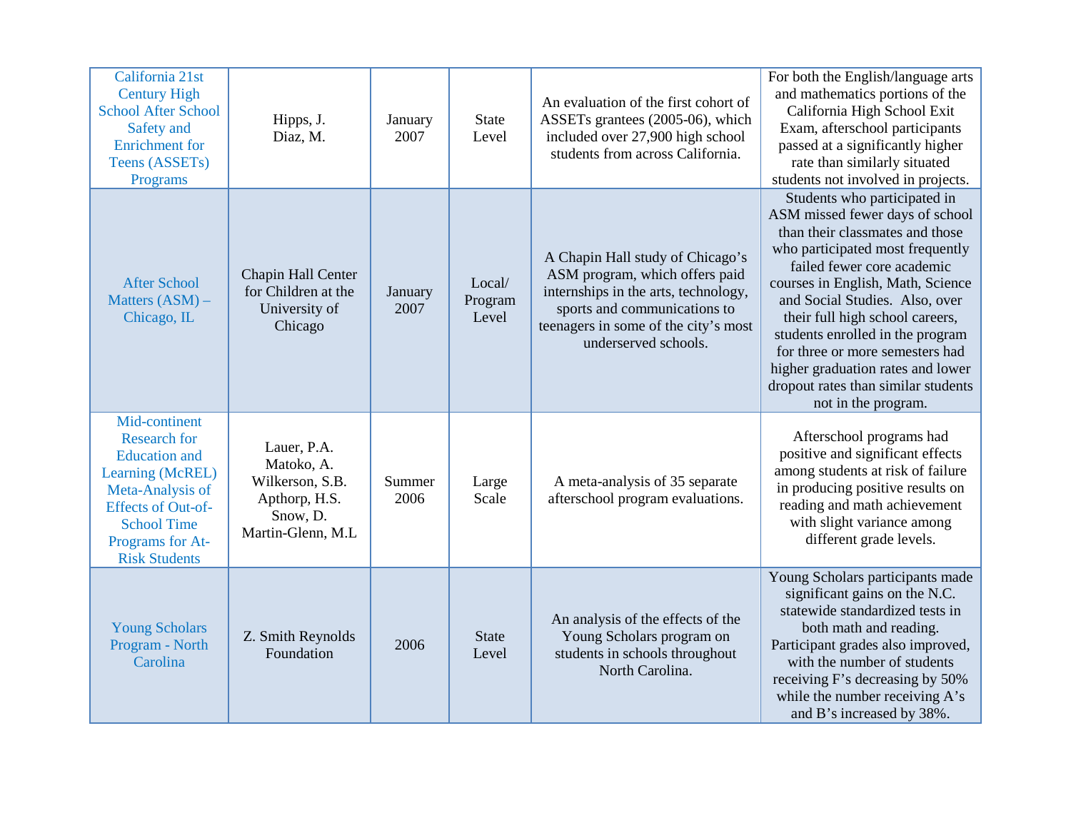| | | | | | |
|---|---|---|---|---|---|
| California 21st Century High School After School Safety and Enrichment for Teens (ASSETs) Programs | Hipps, J.<br>Diaz, M. | January 2007 | State Level | An evaluation of the first cohort of ASSETs grantees (2005-06), which included over 27,900 high school students from across California. | For both the English/language arts and mathematics portions of the California High School Exit Exam, afterschool participants passed at a significantly higher rate than similarly situated students not involved in projects. |
| After School Matters (ASM) – Chicago, IL | Chapin Hall Center for Children at the University of Chicago | January 2007 | Local/ Program Level | A Chapin Hall study of Chicago's ASM program, which offers paid internships in the arts, technology, sports and communications to teenagers in some of the city's most underserved schools. | Students who participated in ASM missed fewer days of school than their classmates and those who participated most frequently failed fewer core academic courses in English, Math, Science and Social Studies. Also, over their full high school careers, students enrolled in the program for three or more semesters had higher graduation rates and lower dropout rates than similar students not in the program. |
| Mid-continent Research for Education and Learning (McREL) Meta-Analysis of Effects of Out-of-School Time Programs for At-Risk Students | Lauer, P.A.<br>Matoko, A.<br>Wilkerson, S.B.<br>Apthorp, H.S.<br>Snow, D.<br>Martin-Glenn, M.L | Summer 2006 | Large Scale | A meta-analysis of 35 separate afterschool program evaluations. | Afterschool programs had positive and significant effects among students at risk of failure in producing positive results on reading and math achievement with slight variance among different grade levels. |
| Young Scholars Program - North Carolina | Z. Smith Reynolds Foundation | 2006 | State Level | An analysis of the effects of the Young Scholars program on students in schools throughout North Carolina. | Young Scholars participants made significant gains on the N.C. statewide standardized tests in both math and reading. Participant grades also improved, with the number of students receiving F's decreasing by 50% while the number receiving A's and B's increased by 38%. |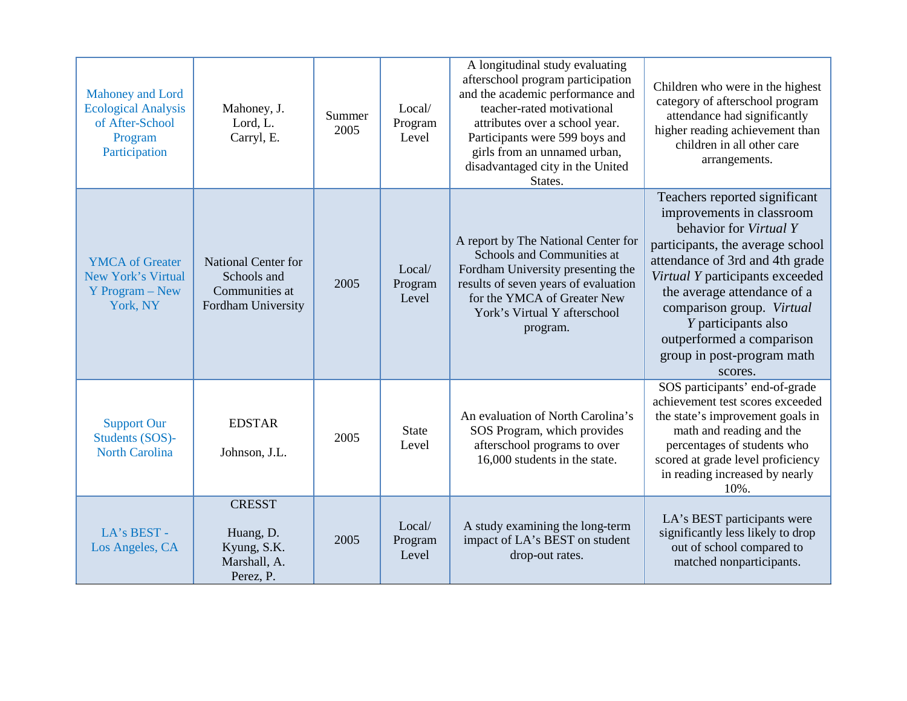| Mahoney and Lord Ecological Analysis of After-School Program Participation | Mahoney, J.<br>Lord, L.<br>Carryl, E. | Summer 2005 | Local/ Program Level | A longitudinal study evaluating afterschool program participation and the academic performance and teacher-rated motivational attributes over a school year. Participants were 599 boys and girls from an unnamed urban, disadvantaged city in the United States. | Children who were in the highest category of afterschool program attendance had significantly higher reading achievement than children in all other care arrangements. |
|---|---|---|---|---|---|
| YMCA of Greater New York's Virtual Y Program – New York, NY | National Center for Schools and Communities at Fordham University | 2005 | Local/ Program Level | A report by The National Center for Schools and Communities at Fordham University presenting the results of seven years of evaluation for the YMCA of Greater New York's Virtual Y afterschool program. | Teachers reported significant improvements in classroom behavior for *Virtual Y* participants, the average school attendance of 3rd and 4th grade *Virtual Y* participants exceeded the average attendance of a comparison group. *Virtual Y* participants also outperformed a comparison group in post-program math scores. |
| Support Our Students (SOS)- North Carolina | EDSTAR<br><br>Johnson, J.L. | 2005 | State Level | An evaluation of North Carolina's SOS Program, which provides afterschool programs to over 16,000 students in the state. | SOS participants' end-of-grade achievement test scores exceeded the state's improvement goals in math and reading and the percentages of students who scored at grade level proficiency in reading increased by nearly 10%. |
| LA's BEST - Los Angeles, CA | CRESST<br><br>Huang, D.<br>Kyung, S.K.<br>Marshall, A.<br>Perez, P. | 2005 | Local/ Program Level | A study examining the long-term impact of LA's BEST on student drop-out rates. | LA's BEST participants were significantly less likely to drop out of school compared to matched nonparticipants. |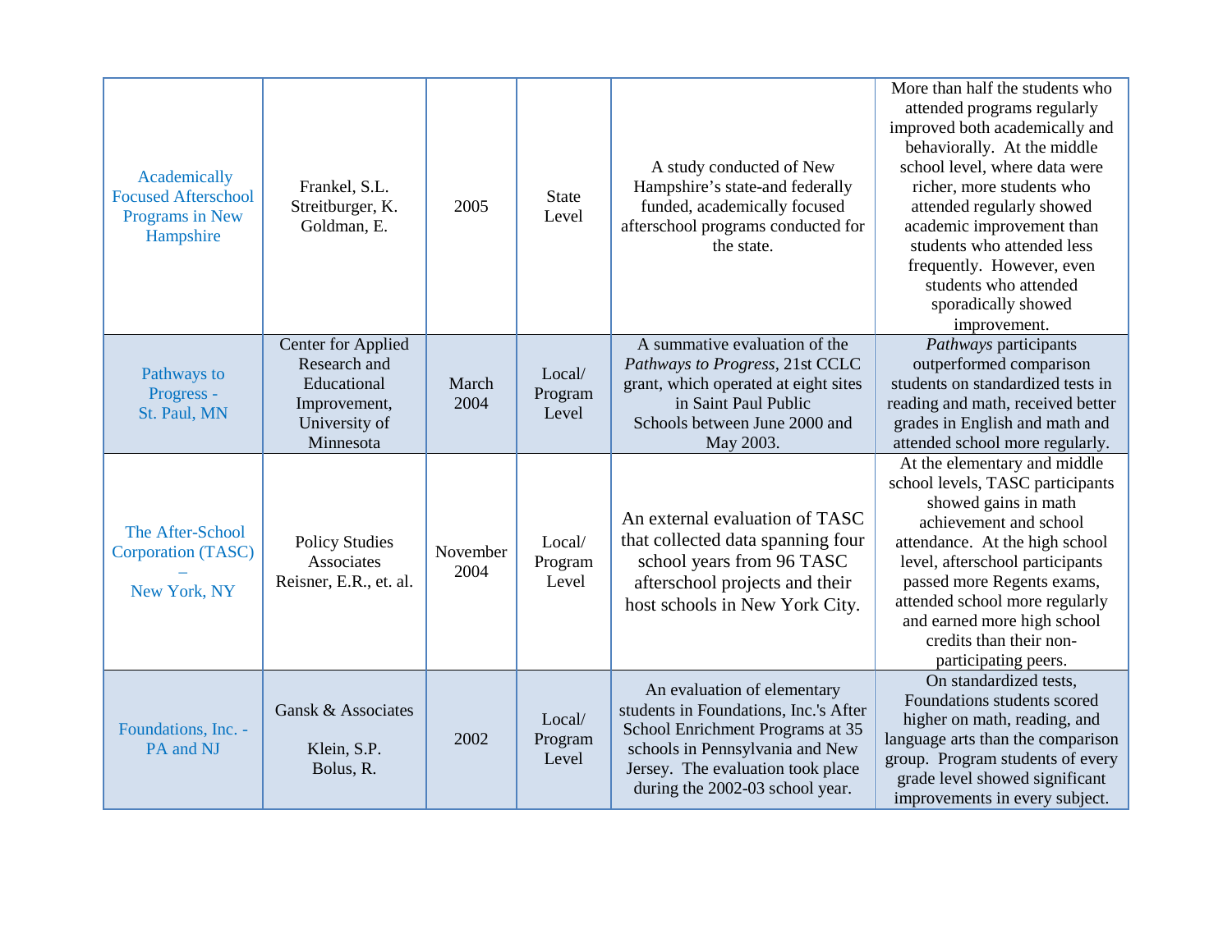| Academically Focused Afterschool Programs in New Hampshire | Frankel, S.L. Streitburger, K. Goldman, E. | 2005 | State Level | A study conducted of New Hampshire's state-and federally funded, academically focused afterschool programs conducted for the state. | More than half the students who attended programs regularly improved both academically and behaviorally. At the middle school level, where data were richer, more students who attended regularly showed academic improvement than students who attended less frequently. However, even students who attended sporadically showed improvement. |
|---|---|---|---|---|---|
| Pathways to Progress - St. Paul, MN | Center for Applied Research and Educational Improvement, University of Minnesota | March 2004 | Local/ Program Level | A summative evaluation of the *Pathways to Progress*, 21st CCLC grant, which operated at eight sites in Saint Paul Public Schools between June 2000 and May 2003. | *Pathways* participants outperformed comparison students on standardized tests in reading and math, received better grades in English and math and attended school more regularly. |
| The After-School Corporation (TASC) – New York, NY | Policy Studies Associates Reisner, E.R., et. al. | November 2004 | Local/ Program Level | An external evaluation of TASC that collected data spanning four school years from 96 TASC afterschool projects and their host schools in New York City. | At the elementary and middle school levels, TASC participants showed gains in math achievement and school attendance. At the high school level, afterschool participants passed more Regents exams, attended school more regularly and earned more high school credits than their non-participating peers. |
| Foundations, Inc. - PA and NJ | Gansk & Associates<br><br>Klein, S.P. Bolus, R. | 2002 | Local/ Program Level | An evaluation of elementary students in Foundations, Inc.'s After School Enrichment Programs at 35 schools in Pennsylvania and New Jersey. The evaluation took place during the 2002-03 school year. | On standardized tests, Foundations students scored higher on math, reading, and language arts than the comparison group. Program students of every grade level showed significant improvements in every subject. |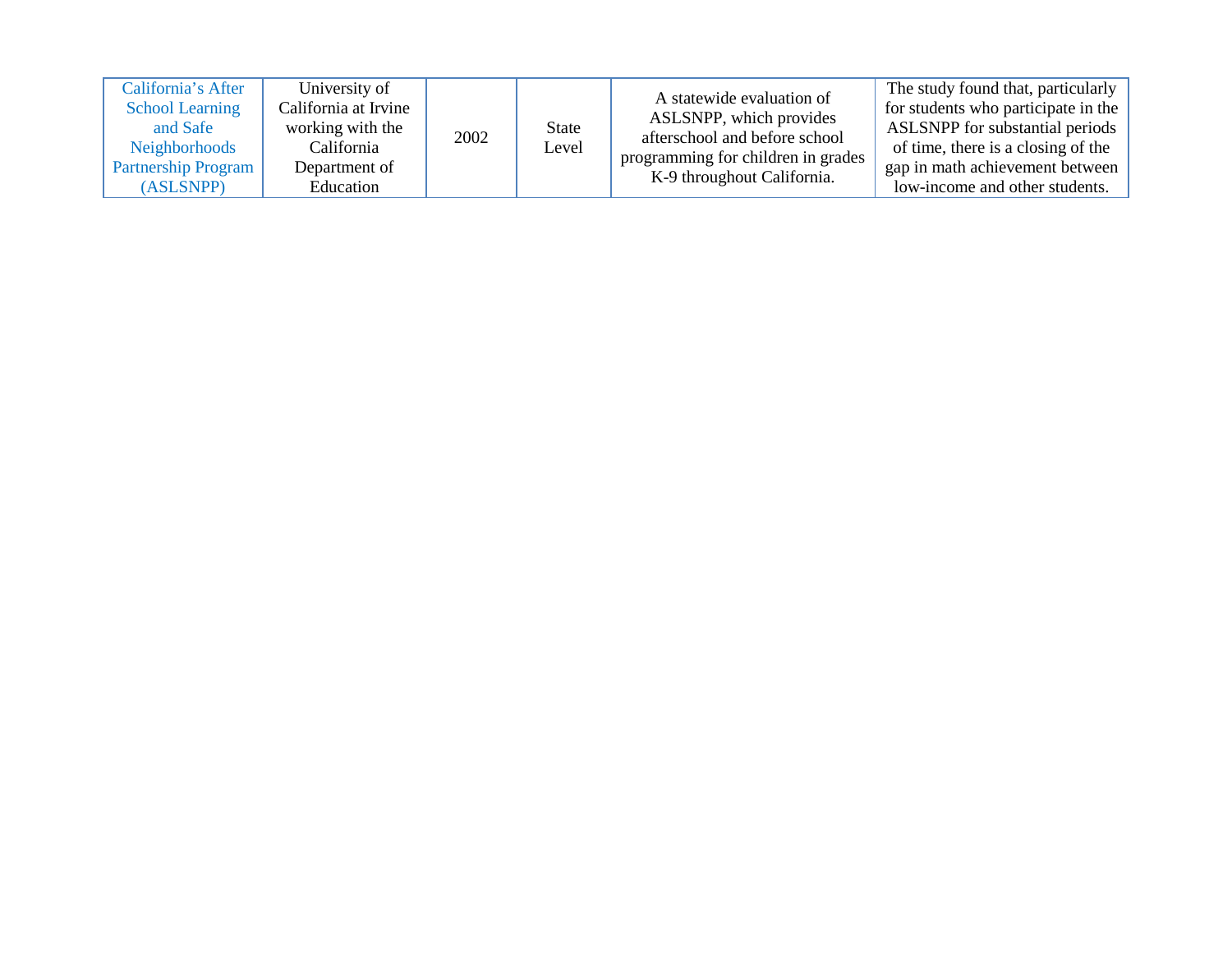| | | | | | |
|---|---|---|---|---|---|
| California's After School Learning and Safe Neighborhoods Partnership Program (ASLSNPP) | University of California at Irvine working with the California Department of Education | 2002 | State Level | A statewide evaluation of ASLSNPP, which provides afterschool and before school programming for children in grades K-9 throughout California. | The study found that, particularly for students who participate in the ASLSNPP for substantial periods of time, there is a closing of the gap in math achievement between low-income and other students. |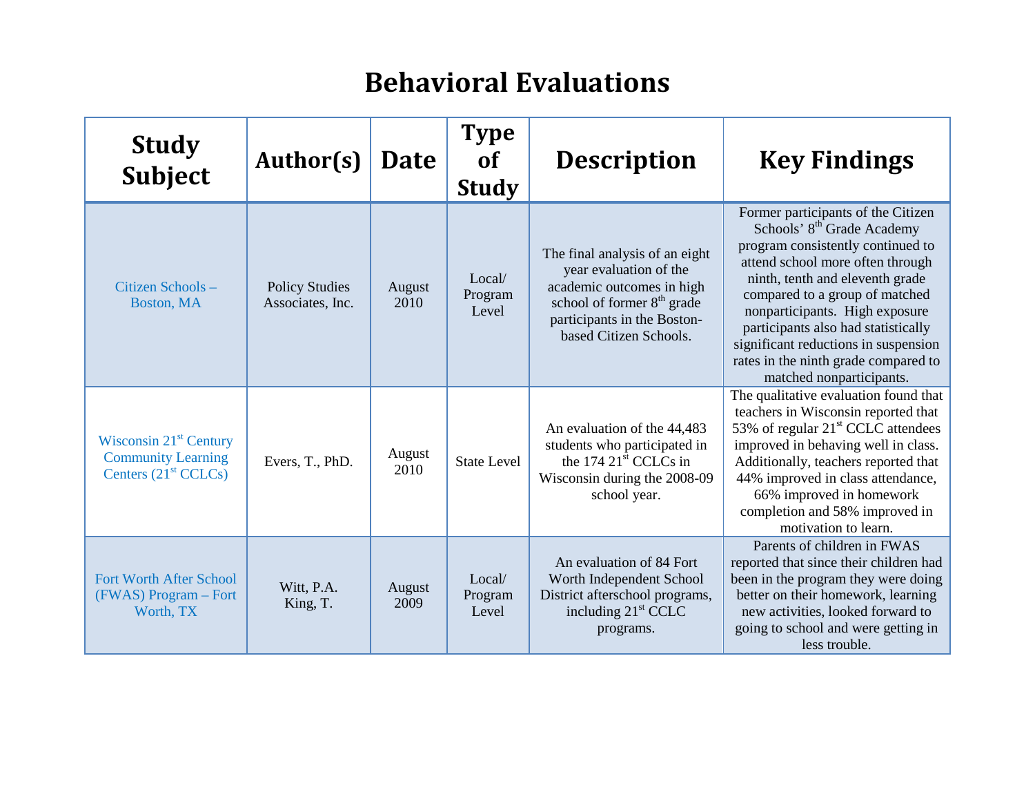# Behavioral Evaluations

| Study Subject | Author(s) | Date | Type of Study | Description | Key Findings |
|---|---|---|---|---|---|
| Citizen Schools – Boston, MA | Policy Studies Associates, Inc. | August 2010 | Local/ Program Level | The final analysis of an eight year evaluation of the academic outcomes in high school of former 8th grade participants in the Boston-based Citizen Schools. | Former participants of the Citizen Schools' 8th Grade Academy program consistently continued to attend school more often through ninth, tenth and eleventh grade compared to a group of matched nonparticipants. High exposure participants also had statistically significant reductions in suspension rates in the ninth grade compared to matched nonparticipants. |
| Wisconsin 21st Century Community Learning Centers (21st CCLCs) | Evers, T., PhD. | August 2010 | State Level | An evaluation of the 44,483 students who participated in the 174 21st CCLCs in Wisconsin during the 2008-09 school year. | The qualitative evaluation found that teachers in Wisconsin reported that 53% of regular 21st CCLC attendees improved in behaving well in class. Additionally, teachers reported that 44% improved in class attendance, 66% improved in homework completion and 58% improved in motivation to learn. |
| Fort Worth After School (FWAS) Program – Fort Worth, TX | Witt, P.A.<br>King, T. | August 2009 | Local/ Program Level | An evaluation of 84 Fort Worth Independent School District afterschool programs, including 21st CCLC programs. | Parents of children in FWAS reported that since their children had been in the program they were doing better on their homework, learning new activities, looked forward to going to school and were getting in less trouble. |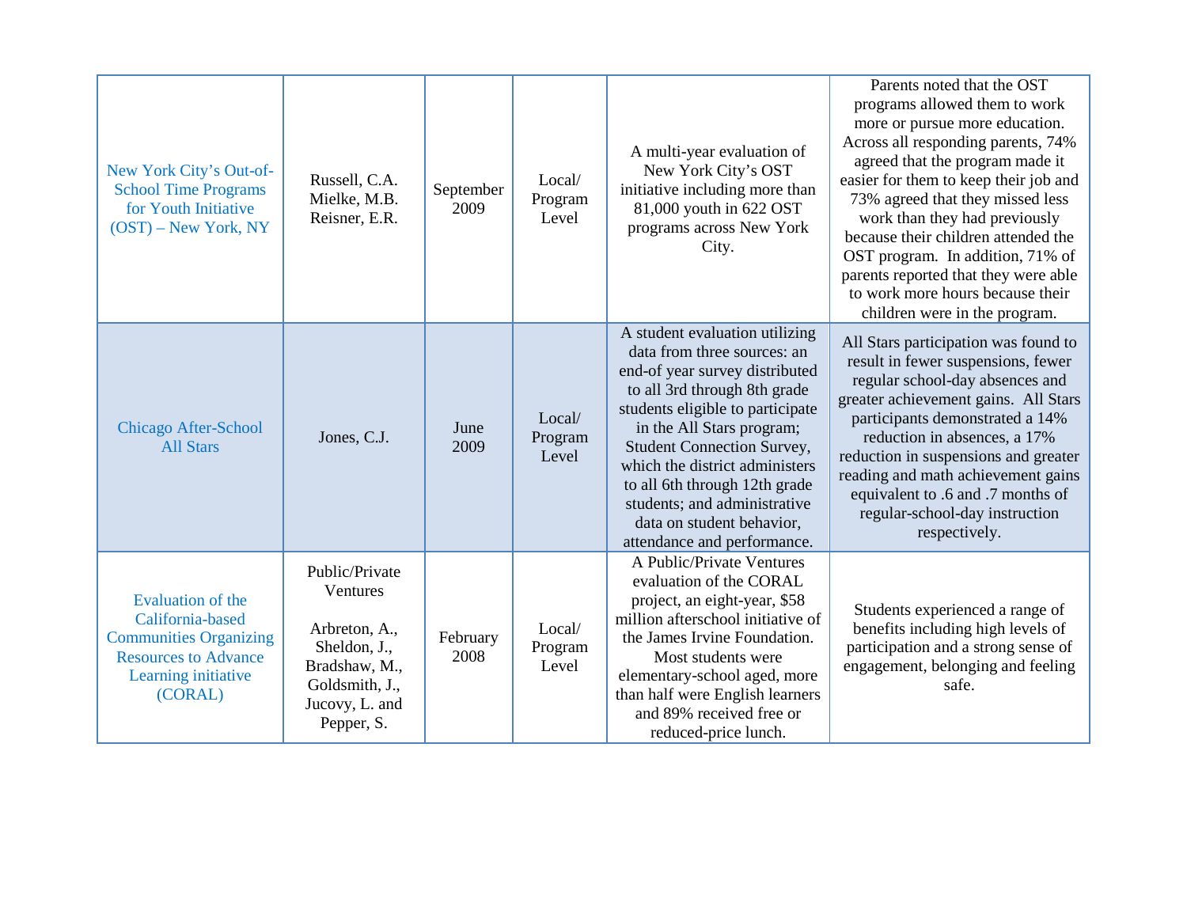| | | | | | |
|---|---|---|---|---|---|
| New York City's Out-of-School Time Programs for Youth Initiative (OST) – New York, NY | Russell, C.A. Mielke, M.B. Reisner, E.R. | September 2009 | Local/ Program Level | A multi-year evaluation of New York City's OST initiative including more than 81,000 youth in 622 OST programs across New York City. | Parents noted that the OST programs allowed them to work more or pursue more education. Across all responding parents, 74% agreed that the program made it easier for them to keep their job and 73% agreed that they missed less work than they had previously because their children attended the OST program. In addition, 71% of parents reported that they were able to work more hours because their children were in the program. |
| Chicago After-School All Stars | Jones, C.J. | June 2009 | Local/ Program Level | A student evaluation utilizing data from three sources: an end-of year survey distributed to all 3rd through 8th grade students eligible to participate in the All Stars program; Student Connection Survey, which the district administers to all 6th through 12th grade students; and administrative data on student behavior, attendance and performance. | All Stars participation was found to result in fewer suspensions, fewer regular school-day absences and greater achievement gains. All Stars participants demonstrated a 14% reduction in absences, a 17% reduction in suspensions and greater reading and math achievement gains equivalent to .6 and .7 months of regular-school-day instruction respectively. |
| Evaluation of the California-based Communities Organizing Resources to Advance Learning initiative (CORAL) | Public/Private Ventures<br><br>Arbreton, A., Sheldon, J., Bradshaw, M., Goldsmith, J., Jucovy, L. and Pepper, S. | February 2008 | Local/ Program Level | A Public/Private Ventures evaluation of the CORAL project, an eight-year, $58 million afterschool initiative of the James Irvine Foundation. Most students were elementary-school aged, more than half were English learners and 89% received free or reduced-price lunch. | Students experienced a range of benefits including high levels of participation and a strong sense of engagement, belonging and feeling safe. |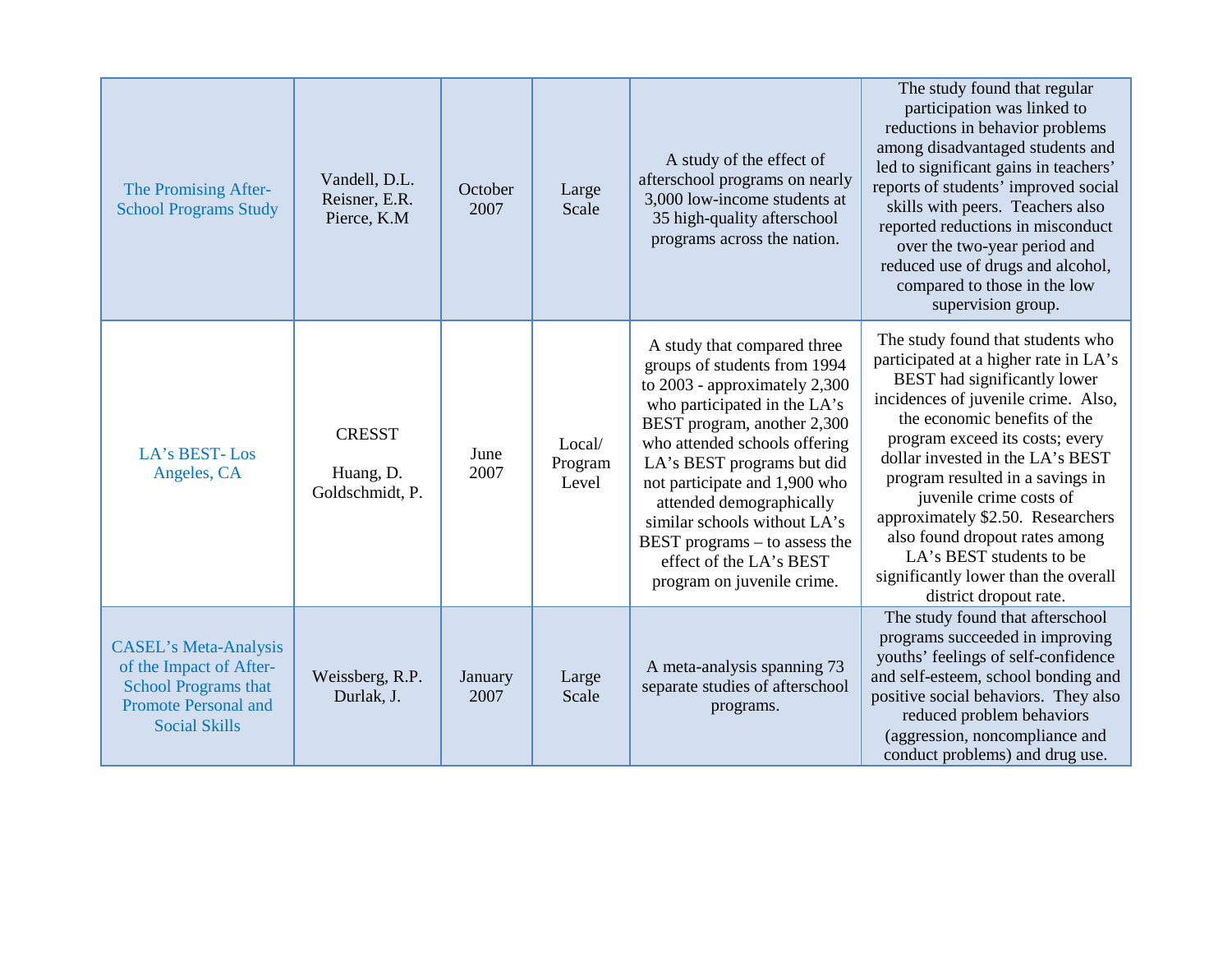| | | | | | |
|---|---|---|---|---|---|
| The Promising After-School Programs Study | Vandell, D.L. Reisner, E.R. Pierce, K.M | October 2007 | Large Scale | A study of the effect of afterschool programs on nearly 3,000 low-income students at 35 high-quality afterschool programs across the nation. | The study found that regular participation was linked to reductions in behavior problems among disadvantaged students and led to significant gains in teachers' reports of students' improved social skills with peers. Teachers also reported reductions in misconduct over the two-year period and reduced use of drugs and alcohol, compared to those in the low supervision group. |
| LA's BEST- Los Angeles, CA | CRESST<br><br>Huang, D. Goldschmidt, P. | June 2007 | Local/ Program Level | A study that compared three groups of students from 1994 to 2003 - approximately 2,300 who participated in the LA's BEST program, another 2,300 who attended schools offering LA's BEST programs but did not participate and 1,900 who attended demographically similar schools without LA's BEST programs – to assess the effect of the LA's BEST program on juvenile crime. | The study found that students who participated at a higher rate in LA's BEST had significantly lower incidences of juvenile crime. Also, the economic benefits of the program exceed its costs; every dollar invested in the LA's BEST program resulted in a savings in juvenile crime costs of approximately $2.50. Researchers also found dropout rates among LA's BEST students to be significantly lower than the overall district dropout rate. |
| CASEL's Meta-Analysis of the Impact of After-School Programs that Promote Personal and Social Skills | Weissberg, R.P. Durlak, J. | January 2007 | Large Scale | A meta-analysis spanning 73 separate studies of afterschool programs. | The study found that afterschool programs succeeded in improving youths' feelings of self-confidence and self-esteem, school bonding and positive social behaviors. They also reduced problem behaviors (aggression, noncompliance and conduct problems) and drug use. |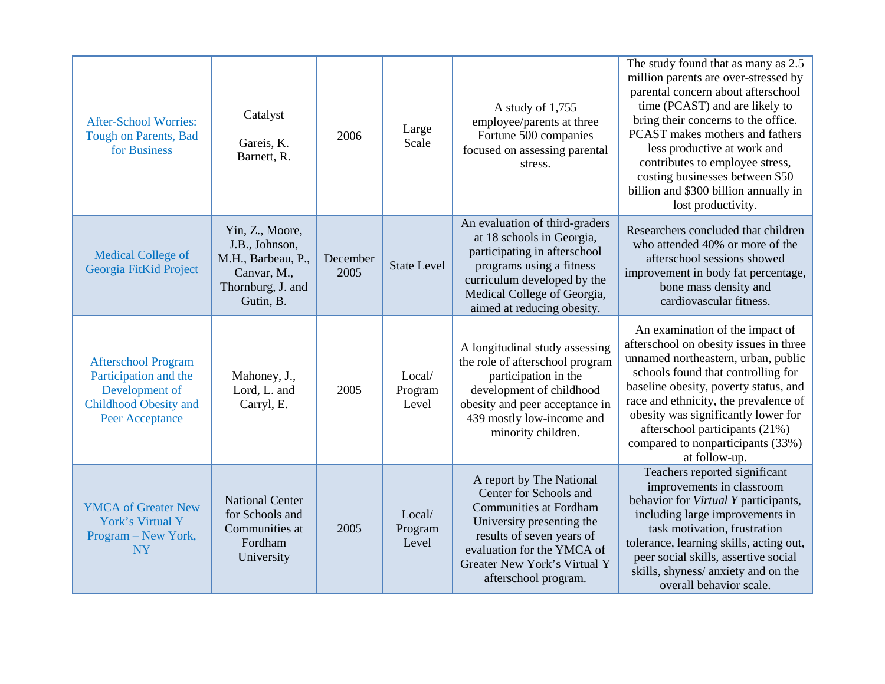| | | | | | |
|---|---|---|---|---|---|
| After-School Worries: Tough on Parents, Bad for Business | Catalyst<br><br>Gareis, K.<br>Barnett, R. | 2006 | Large Scale | A study of 1,755 employee/parents at three Fortune 500 companies focused on assessing parental stress. | The study found that as many as 2.5 million parents are over-stressed by parental concern about afterschool time (PCAST) and are likely to bring their concerns to the office. PCAST makes mothers and fathers less productive at work and contributes to employee stress, costing businesses between $50 billion and $300 billion annually in lost productivity. |
| Medical College of Georgia FitKid Project | Yin, Z., Moore, J.B., Johnson, M.H., Barbeau, P., Canvar, M., Thornburg, J. and Gutin, B. | December 2005 | State Level | An evaluation of third-graders at 18 schools in Georgia, participating in afterschool programs using a fitness curriculum developed by the Medical College of Georgia, aimed at reducing obesity. | Researchers concluded that children who attended 40% or more of the afterschool sessions showed improvement in body fat percentage, bone mass density and cardiovascular fitness. |
| Afterschool Program Participation and the Development of Childhood Obesity and Peer Acceptance | Mahoney, J., Lord, L. and Carryl, E. | 2005 | Local/ Program Level | A longitudinal study assessing the role of afterschool program participation in the development of childhood obesity and peer acceptance in 439 mostly low-income and minority children. | An examination of the impact of afterschool on obesity issues in three unnamed northeastern, urban, public schools found that controlling for baseline obesity, poverty status, and race and ethnicity, the prevalence of obesity was significantly lower for afterschool participants (21%) compared to nonparticipants (33%) at follow-up. |
| YMCA of Greater New York's Virtual Y Program – New York, NY | National Center for Schools and Communities at Fordham University | 2005 | Local/ Program Level | A report by The National Center for Schools and Communities at Fordham University presenting the results of seven years of evaluation for the YMCA of Greater New York's Virtual Y afterschool program. | Teachers reported significant improvements in classroom behavior for *Virtual Y* participants, including large improvements in task motivation, frustration tolerance, learning skills, acting out, peer social skills, assertive social skills, shyness/ anxiety and on the overall behavior scale. |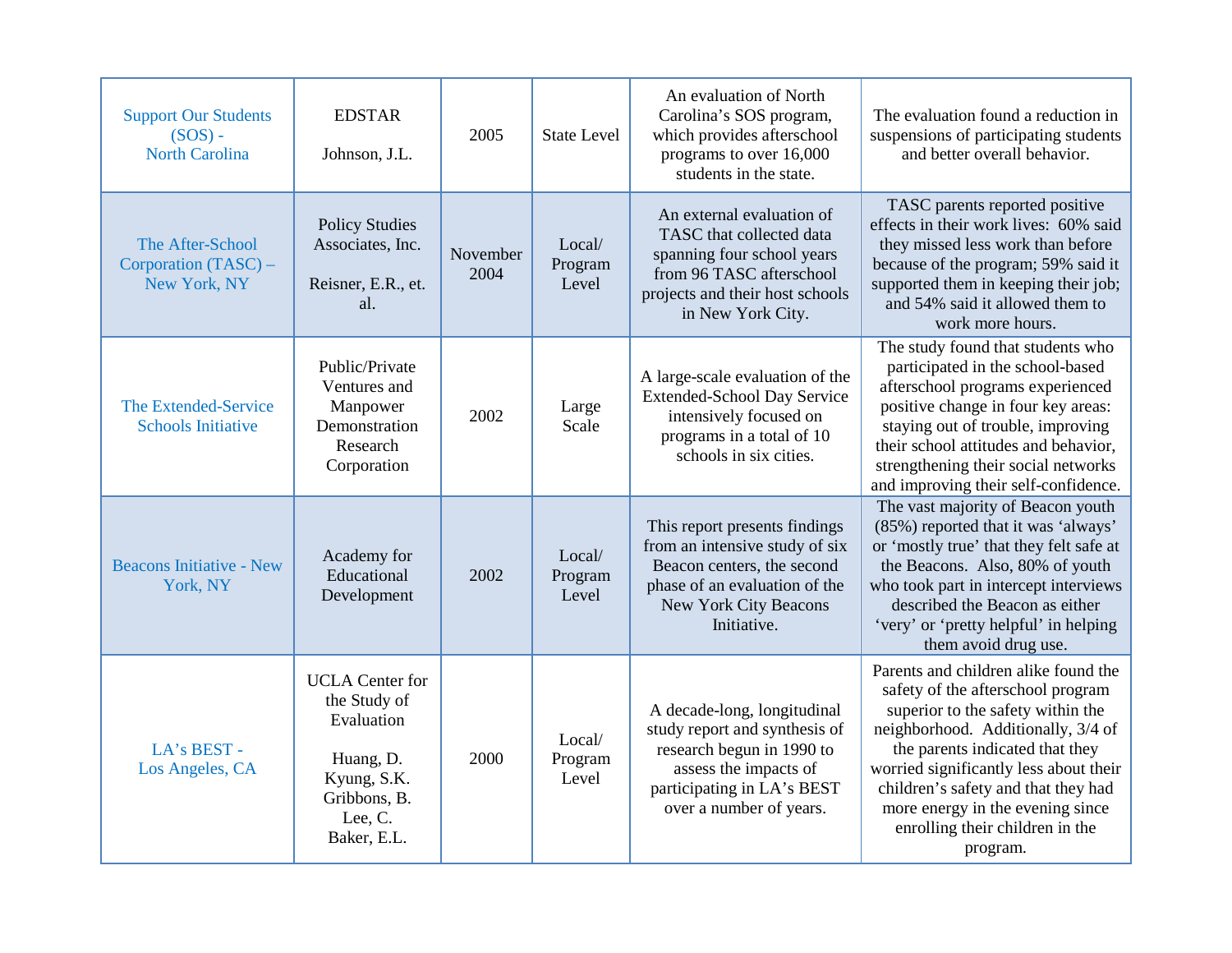| | | | | | |
|---|---|---|---|---|---|
| Support Our Students (SOS) - North Carolina | EDSTAR<br><br>Johnson, J.L. | 2005 | State Level | An evaluation of North Carolina's SOS program, which provides afterschool programs to over 16,000 students in the state. | The evaluation found a reduction in suspensions of participating students and better overall behavior. |
| The After-School Corporation (TASC) – New York, NY | Policy Studies Associates, Inc.<br><br>Reisner, E.R., et. al. | November 2004 | Local/ Program Level | An external evaluation of TASC that collected data spanning four school years from 96 TASC afterschool projects and their host schools in New York City. | TASC parents reported positive effects in their work lives: 60% said they missed less work than before because of the program; 59% said it supported them in keeping their job; and 54% said it allowed them to work more hours. |
| The Extended-Service Schools Initiative | Public/Private Ventures and Manpower Demonstration Research Corporation | 2002 | Large Scale | A large-scale evaluation of the Extended-School Day Service intensively focused on programs in a total of 10 schools in six cities. | The study found that students who participated in the school-based afterschool programs experienced positive change in four key areas: staying out of trouble, improving their school attitudes and behavior, strengthening their social networks and improving their self-confidence. |
| Beacons Initiative - New York, NY | Academy for Educational Development | 2002 | Local/ Program Level | This report presents findings from an intensive study of six Beacon centers, the second phase of an evaluation of the New York City Beacons Initiative. | The vast majority of Beacon youth (85%) reported that it was 'always' or 'mostly true' that they felt safe at the Beacons. Also, 80% of youth who took part in intercept interviews described the Beacon as either 'very' or 'pretty helpful' in helping them avoid drug use. |
| LA's BEST - Los Angeles, CA | UCLA Center for the Study of Evaluation<br><br>Huang, D.<br>Kyung, S.K.<br>Gribbons, B.<br>Lee, C.<br>Baker, E.L. | 2000 | Local/ Program Level | A decade-long, longitudinal study report and synthesis of research begun in 1990 to assess the impacts of participating in LA's BEST over a number of years. | Parents and children alike found the safety of the afterschool program superior to the safety within the neighborhood. Additionally, 3/4 of the parents indicated that they worried significantly less about their children's safety and that they had more energy in the evening since enrolling their children in the program. |